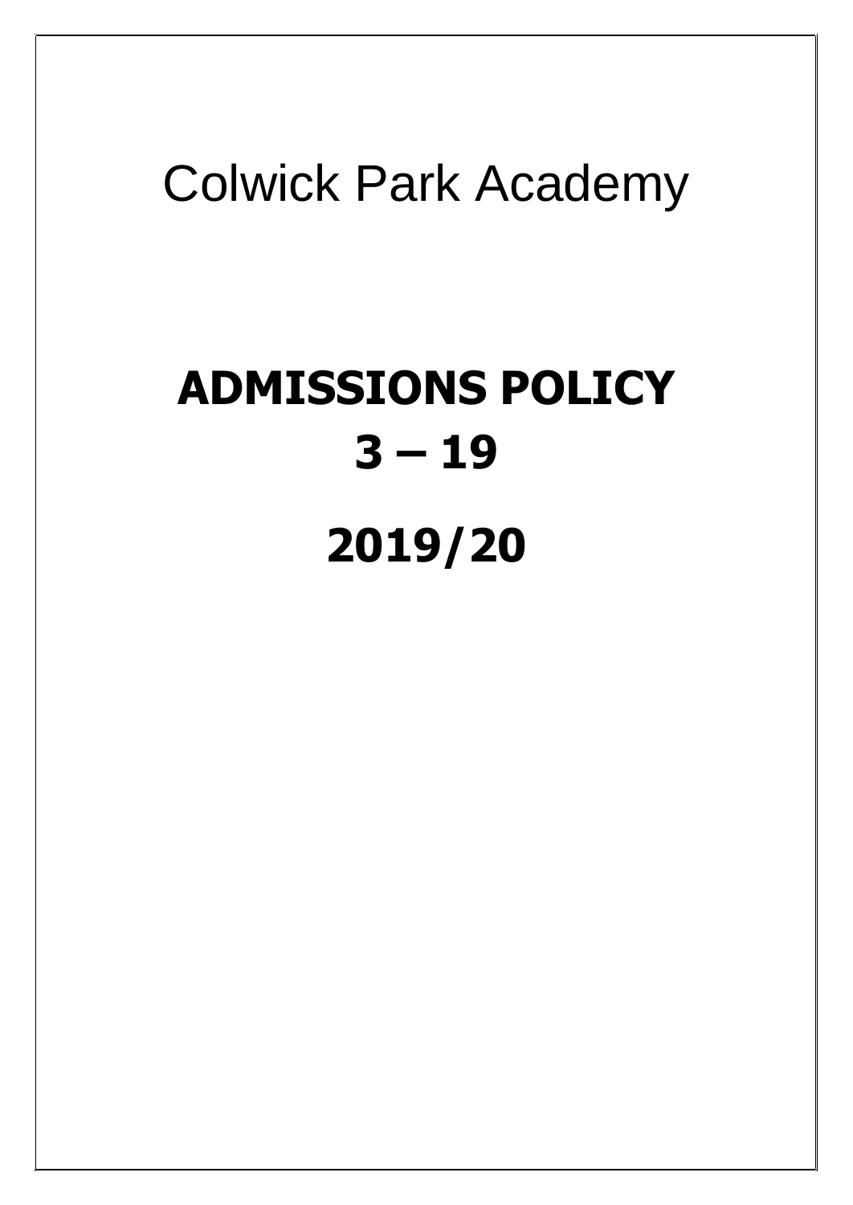# Colwick Park Academy

# ADMISSIONS POLICY

# 3 – 19

# 2019/20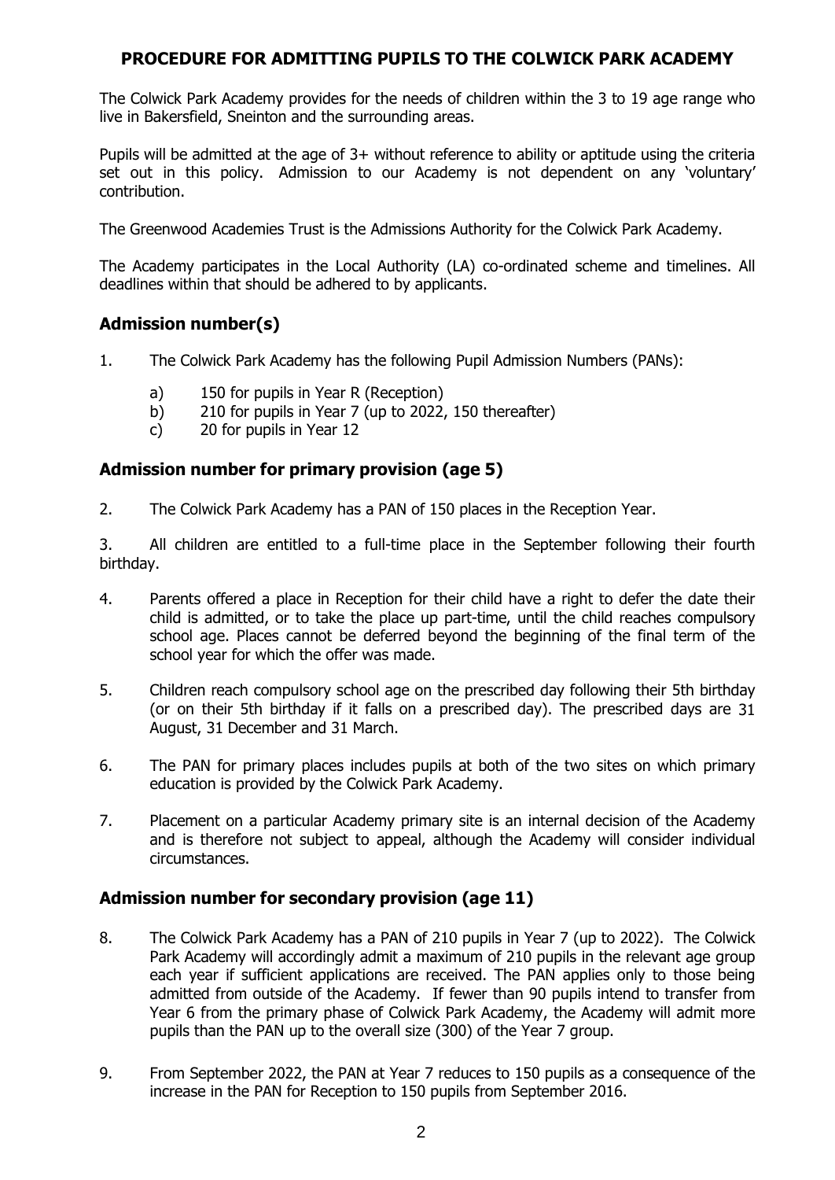# PROCEDURE FOR ADMITTING PUPILS TO THE COLWICK PARK ACADEMY

The Colwick Park Academy provides for the needs of children within the 3 to 19 age range who live in Bakersfield, Sneinton and the surrounding areas.

Pupils will be admitted at the age of 3+ without reference to ability or aptitude using the criteria set out in this policy. Admission to our Academy is not dependent on any 'voluntary' contribution.

The Greenwood Academies Trust is the Admissions Authority for the Colwick Park Academy.

The Academy participates in the Local Authority (LA) co-ordinated scheme and timelines. All deadlines within that should be adhered to by applicants.

## Admission number(s)

1. The Colwick Park Academy has the following Pupil Admission Numbers (PANs):

   a) 150 for pupils in Year R (Reception)
   b) 210 for pupils in Year 7 (up to 2022, 150 thereafter)
   c) 20 for pupils in Year 12

## Admission number for primary provision (age 5)

2. The Colwick Park Academy has a PAN of 150 places in the Reception Year.

3. All children are entitled to a full-time place in the September following their fourth birthday.

4. Parents offered a place in Reception for their child have a right to defer the date their child is admitted, or to take the place up part-time, until the child reaches compulsory school age. Places cannot be deferred beyond the beginning of the final term of the school year for which the offer was made.

5. Children reach compulsory school age on the prescribed day following their 5th birthday (or on their 5th birthday if it falls on a prescribed day). The prescribed days are 31 August, 31 December and 31 March.

6. The PAN for primary places includes pupils at both of the two sites on which primary education is provided by the Colwick Park Academy.

7. Placement on a particular Academy primary site is an internal decision of the Academy and is therefore not subject to appeal, although the Academy will consider individual circumstances.

## Admission number for secondary provision (age 11)

8. The Colwick Park Academy has a PAN of 210 pupils in Year 7 (up to 2022). The Colwick Park Academy will accordingly admit a maximum of 210 pupils in the relevant age group each year if sufficient applications are received. The PAN applies only to those being admitted from outside of the Academy. If fewer than 90 pupils intend to transfer from Year 6 from the primary phase of Colwick Park Academy, the Academy will admit more pupils than the PAN up to the overall size (300) of the Year 7 group.

9. From September 2022, the PAN at Year 7 reduces to 150 pupils as a consequence of the increase in the PAN for Reception to 150 pupils from September 2016.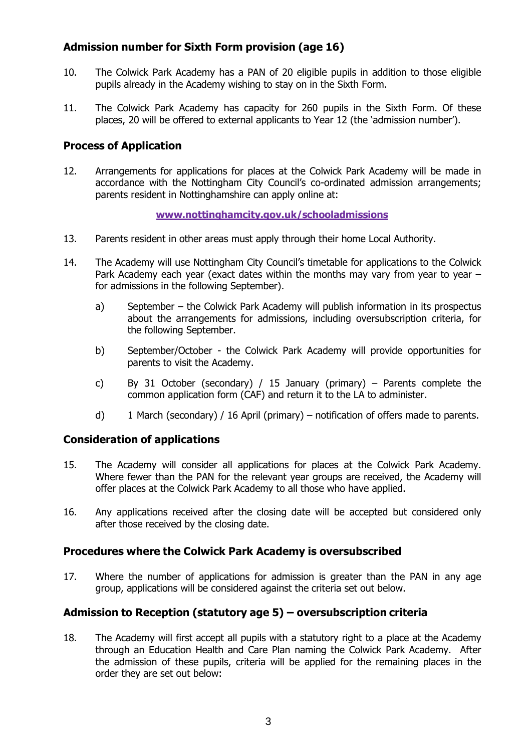### Admission number for Sixth Form provision (age 16)

10. The Colwick Park Academy has a PAN of 20 eligible pupils in addition to those eligible pupils already in the Academy wishing to stay on in the Sixth Form.

11. The Colwick Park Academy has capacity for 260 pupils in the Sixth Form. Of these places, 20 will be offered to external applicants to Year 12 (the 'admission number').

### Process of Application

12. Arrangements for applications for places at the Colwick Park Academy will be made in accordance with the Nottingham City Council's co-ordinated admission arrangements; parents resident in Nottinghamshire can apply online at:

    **www.nottinghamcity.gov.uk/schooladmissions**

13. Parents resident in other areas must apply through their home Local Authority.

14. The Academy will use Nottingham City Council's timetable for applications to the Colwick Park Academy each year (exact dates within the months may vary from year to year – for admissions in the following September).

    a) September – the Colwick Park Academy will publish information in its prospectus about the arrangements for admissions, including oversubscription criteria, for the following September.

    b) September/October - the Colwick Park Academy will provide opportunities for parents to visit the Academy.

    c) By 31 October (secondary) / 15 January (primary) – Parents complete the common application form (CAF) and return it to the LA to administer.

    d) 1 March (secondary) / 16 April (primary) – notification of offers made to parents.

### Consideration of applications

15. The Academy will consider all applications for places at the Colwick Park Academy. Where fewer than the PAN for the relevant year groups are received, the Academy will offer places at the Colwick Park Academy to all those who have applied.

16. Any applications received after the closing date will be accepted but considered only after those received by the closing date.

### Procedures where the Colwick Park Academy is oversubscribed

17. Where the number of applications for admission is greater than the PAN in any age group, applications will be considered against the criteria set out below.

### Admission to Reception (statutory age 5) – oversubscription criteria

18. The Academy will first accept all pupils with a statutory right to a place at the Academy through an Education Health and Care Plan naming the Colwick Park Academy. After the admission of these pupils, criteria will be applied for the remaining places in the order they are set out below: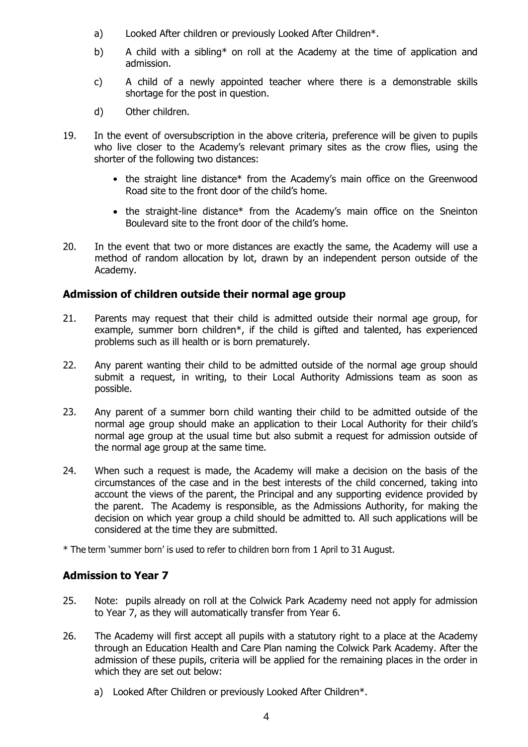a) Looked After children or previously Looked After Children*.

b) A child with a sibling* on roll at the Academy at the time of application and admission.

c) A child of a newly appointed teacher where there is a demonstrable skills shortage for the post in question.

d) Other children.

19. In the event of oversubscription in the above criteria, preference will be given to pupils who live closer to the Academy's relevant primary sites as the crow flies, using the shorter of the following two distances:

    - the straight line distance* from the Academy's main office on the Greenwood Road site to the front door of the child's home.
    - the straight-line distance* from the Academy's main office on the Sneinton Boulevard site to the front door of the child's home.

20. In the event that two or more distances are exactly the same, the Academy will use a method of random allocation by lot, drawn by an independent person outside of the Academy.

## Admission of children outside their normal age group

21. Parents may request that their child is admitted outside their normal age group, for example, summer born children*, if the child is gifted and talented, has experienced problems such as ill health or is born prematurely.

22. Any parent wanting their child to be admitted outside of the normal age group should submit a request, in writing, to their Local Authority Admissions team as soon as possible.

23. Any parent of a summer born child wanting their child to be admitted outside of the normal age group should make an application to their Local Authority for their child's normal age group at the usual time but also submit a request for admission outside of the normal age group at the same time.

24. When such a request is made, the Academy will make a decision on the basis of the circumstances of the case and in the best interests of the child concerned, taking into account the views of the parent, the Principal and any supporting evidence provided by the parent. The Academy is responsible, as the Admissions Authority, for making the decision on which year group a child should be admitted to. All such applications will be considered at the time they are submitted.

* The term 'summer born' is used to refer to children born from 1 April to 31 August.

## Admission to Year 7

25. Note: pupils already on roll at the Colwick Park Academy need not apply for admission to Year 7, as they will automatically transfer from Year 6.

26. The Academy will first accept all pupils with a statutory right to a place at the Academy through an Education Health and Care Plan naming the Colwick Park Academy. After the admission of these pupils, criteria will be applied for the remaining places in the order in which they are set out below:

    a) Looked After Children or previously Looked After Children*.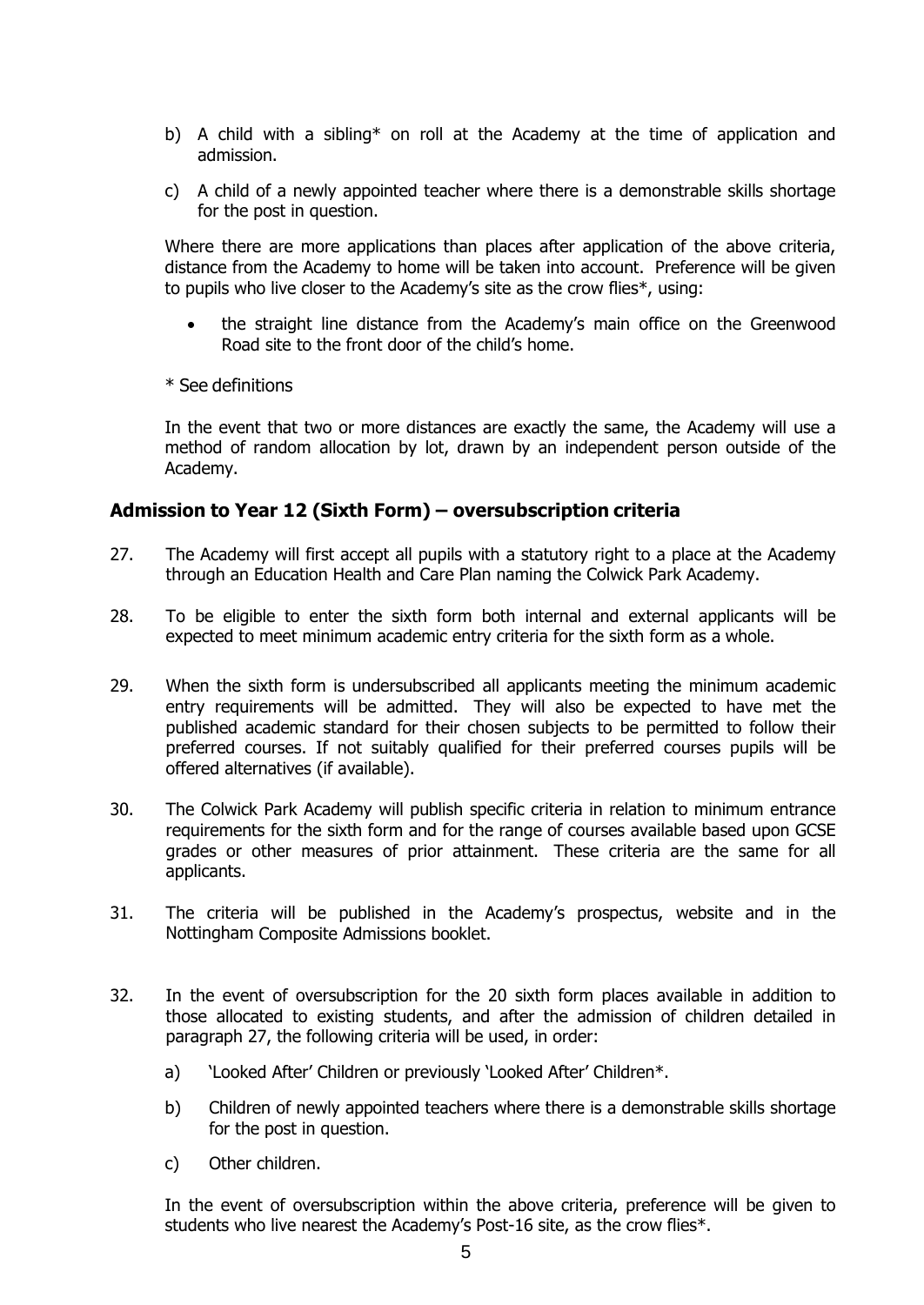b) A child with a sibling* on roll at the Academy at the time of application and admission.

c) A child of a newly appointed teacher where there is a demonstrable skills shortage for the post in question.

Where there are more applications than places after application of the above criteria, distance from the Academy to home will be taken into account. Preference will be given to pupils who live closer to the Academy's site as the crow flies*, using:

- the straight line distance from the Academy's main office on the Greenwood Road site to the front door of the child's home.

* See definitions

In the event that two or more distances are exactly the same, the Academy will use a method of random allocation by lot, drawn by an independent person outside of the Academy.

## Admission to Year 12 (Sixth Form) – oversubscription criteria

27. The Academy will first accept all pupils with a statutory right to a place at the Academy through an Education Health and Care Plan naming the Colwick Park Academy.

28. To be eligible to enter the sixth form both internal and external applicants will be expected to meet minimum academic entry criteria for the sixth form as a whole.

29. When the sixth form is undersubscribed all applicants meeting the minimum academic entry requirements will be admitted. They will also be expected to have met the published academic standard for their chosen subjects to be permitted to follow their preferred courses. If not suitably qualified for their preferred courses pupils will be offered alternatives (if available).

30. The Colwick Park Academy will publish specific criteria in relation to minimum entrance requirements for the sixth form and for the range of courses available based upon GCSE grades or other measures of prior attainment. These criteria are the same for all applicants.

31. The criteria will be published in the Academy's prospectus, website and in the Nottingham Composite Admissions booklet.

32. In the event of oversubscription for the 20 sixth form places available in addition to those allocated to existing students, and after the admission of children detailed in paragraph 27, the following criteria will be used, in order:

    a) 'Looked After' Children or previously 'Looked After' Children*.

    b) Children of newly appointed teachers where there is a demonstrable skills shortage for the post in question.

    c) Other children.

    In the event of oversubscription within the above criteria, preference will be given to students who live nearest the Academy's Post-16 site, as the crow flies*.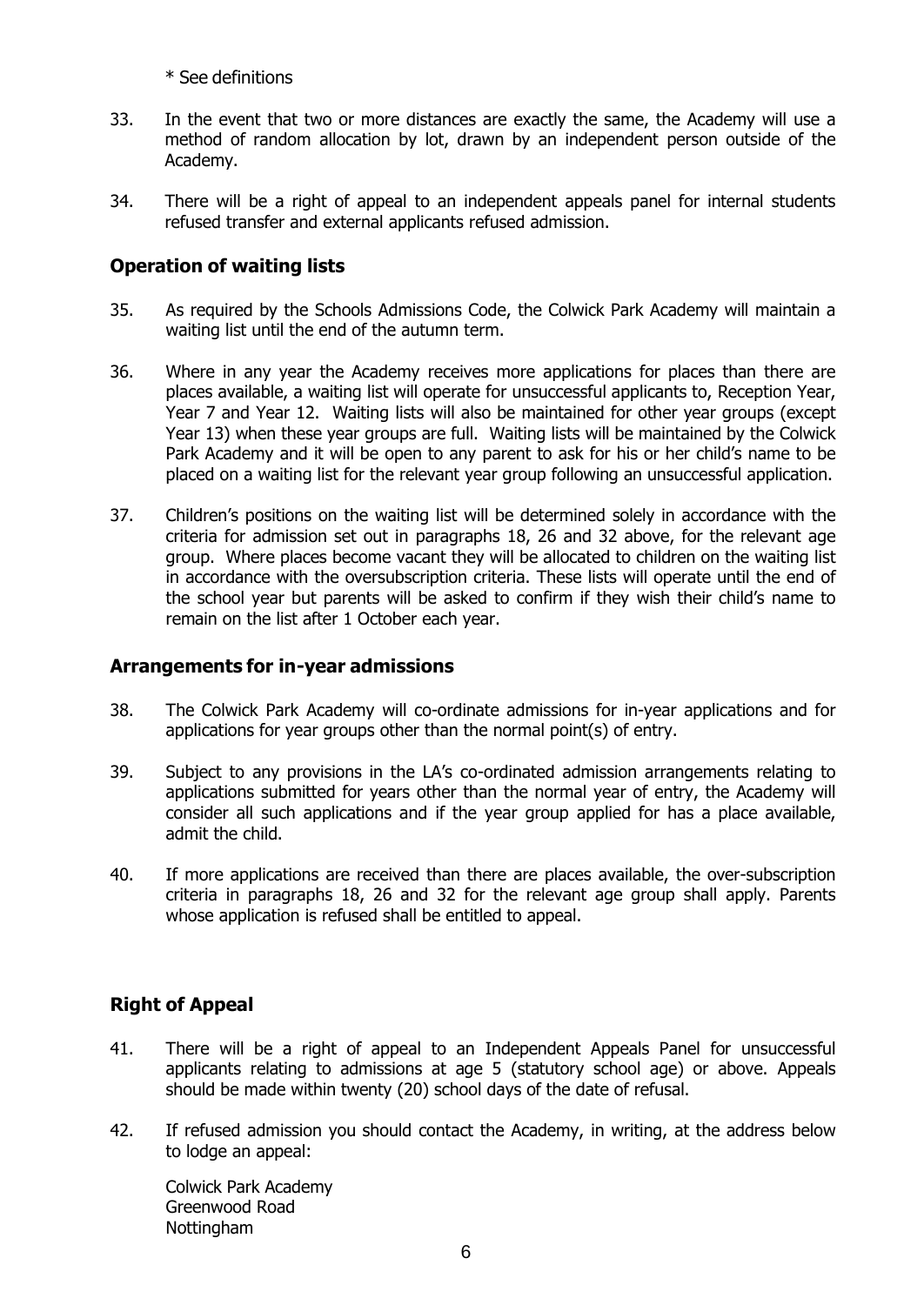\* See definitions

33. In the event that two or more distances are exactly the same, the Academy will use a method of random allocation by lot, drawn by an independent person outside of the Academy.

34. There will be a right of appeal to an independent appeals panel for internal students refused transfer and external applicants refused admission.

## Operation of waiting lists

35. As required by the Schools Admissions Code, the Colwick Park Academy will maintain a waiting list until the end of the autumn term.

36. Where in any year the Academy receives more applications for places than there are places available, a waiting list will operate for unsuccessful applicants to, Reception Year, Year 7 and Year 12. Waiting lists will also be maintained for other year groups (except Year 13) when these year groups are full. Waiting lists will be maintained by the Colwick Park Academy and it will be open to any parent to ask for his or her child's name to be placed on a waiting list for the relevant year group following an unsuccessful application.

37. Children's positions on the waiting list will be determined solely in accordance with the criteria for admission set out in paragraphs 18, 26 and 32 above, for the relevant age group. Where places become vacant they will be allocated to children on the waiting list in accordance with the oversubscription criteria. These lists will operate until the end of the school year but parents will be asked to confirm if they wish their child's name to remain on the list after 1 October each year.

## Arrangements for in-year admissions

38. The Colwick Park Academy will co-ordinate admissions for in-year applications and for applications for year groups other than the normal point(s) of entry.

39. Subject to any provisions in the LA's co-ordinated admission arrangements relating to applications submitted for years other than the normal year of entry, the Academy will consider all such applications and if the year group applied for has a place available, admit the child.

40. If more applications are received than there are places available, the over-subscription criteria in paragraphs 18, 26 and 32 for the relevant age group shall apply. Parents whose application is refused shall be entitled to appeal.

## Right of Appeal

41. There will be a right of appeal to an Independent Appeals Panel for unsuccessful applicants relating to admissions at age 5 (statutory school age) or above. Appeals should be made within twenty (20) school days of the date of refusal.

42. If refused admission you should contact the Academy, in writing, at the address below to lodge an appeal:

    Colwick Park Academy
    Greenwood Road
    Nottingham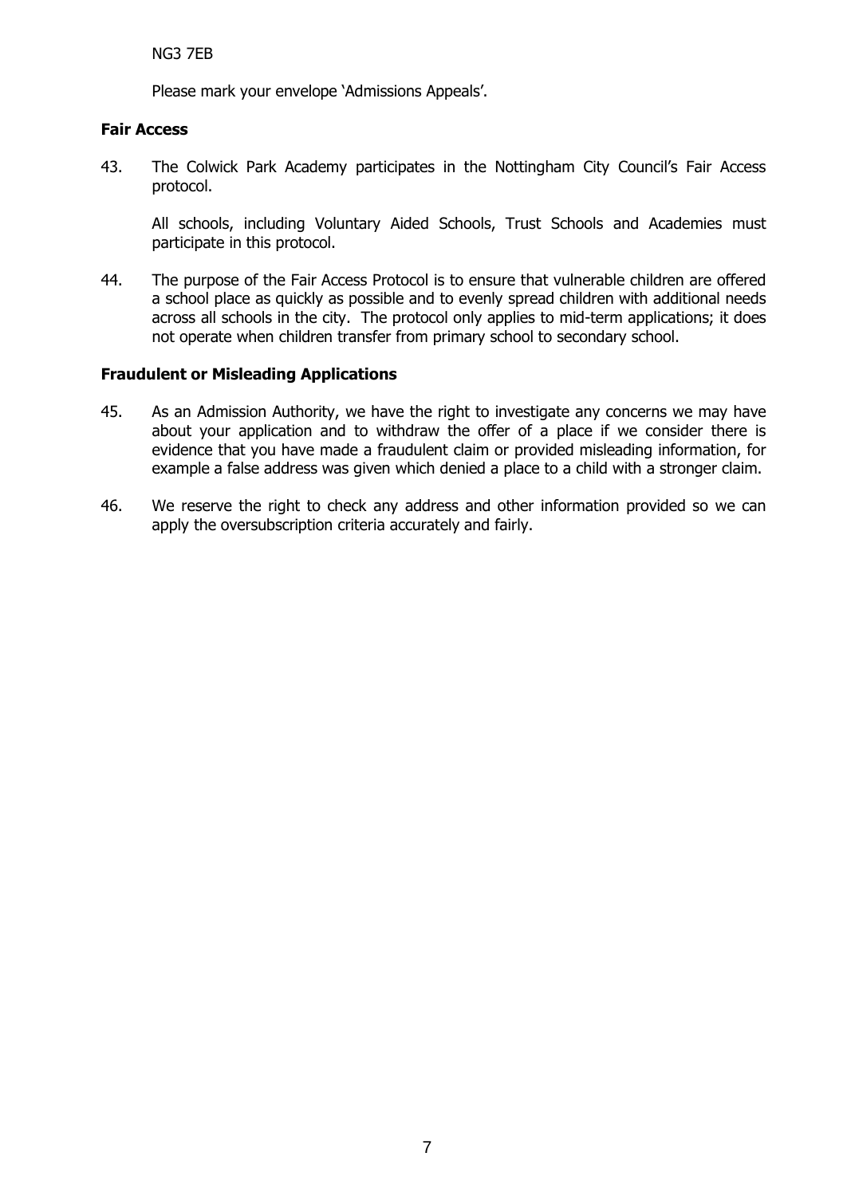NG3 7EB

Please mark your envelope 'Admissions Appeals'.

**Fair Access**

43. The Colwick Park Academy participates in the Nottingham City Council's Fair Access protocol.

    All schools, including Voluntary Aided Schools, Trust Schools and Academies must participate in this protocol.

44. The purpose of the Fair Access Protocol is to ensure that vulnerable children are offered a school place as quickly as possible and to evenly spread children with additional needs across all schools in the city. The protocol only applies to mid-term applications; it does not operate when children transfer from primary school to secondary school.

**Fraudulent or Misleading Applications**

45. As an Admission Authority, we have the right to investigate any concerns we may have about your application and to withdraw the offer of a place if we consider there is evidence that you have made a fraudulent claim or provided misleading information, for example a false address was given which denied a place to a child with a stronger claim.

46. We reserve the right to check any address and other information provided so we can apply the oversubscription criteria accurately and fairly.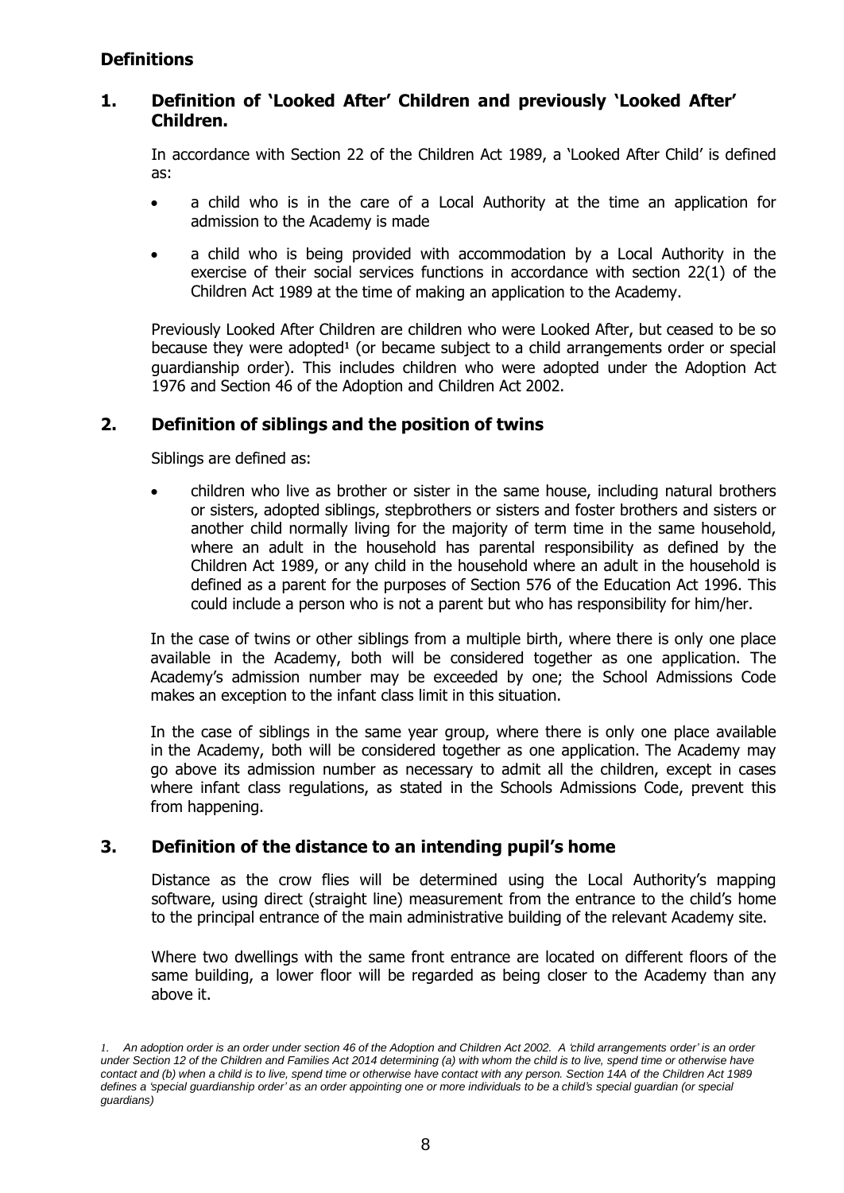## Definitions

### 1. Definition of 'Looked After' Children and previously 'Looked After' Children.

In accordance with Section 22 of the Children Act 1989, a 'Looked After Child' is defined as:

- a child who is in the care of a Local Authority at the time an application for admission to the Academy is made
- a child who is being provided with accommodation by a Local Authority in the exercise of their social services functions in accordance with section 22(1) of the Children Act 1989 at the time of making an application to the Academy.

Previously Looked After Children are children who were Looked After, but ceased to be so because they were adopted[1] (or became subject to a child arrangements order or special guardianship order). This includes children who were adopted under the Adoption Act 1976 and Section 46 of the Adoption and Children Act 2002.

### 2. Definition of siblings and the position of twins

Siblings are defined as:

- children who live as brother or sister in the same house, including natural brothers or sisters, adopted siblings, stepbrothers or sisters and foster brothers and sisters or another child normally living for the majority of term time in the same household, where an adult in the household has parental responsibility as defined by the Children Act 1989, or any child in the household where an adult in the household is defined as a parent for the purposes of Section 576 of the Education Act 1996. This could include a person who is not a parent but who has responsibility for him/her.

In the case of twins or other siblings from a multiple birth, where there is only one place available in the Academy, both will be considered together as one application. The Academy's admission number may be exceeded by one; the School Admissions Code makes an exception to the infant class limit in this situation.

In the case of siblings in the same year group, where there is only one place available in the Academy, both will be considered together as one application. The Academy may go above its admission number as necessary to admit all the children, except in cases where infant class regulations, as stated in the Schools Admissions Code, prevent this from happening.

### 3. Definition of the distance to an intending pupil's home

Distance as the crow flies will be determined using the Local Authority's mapping software, using direct (straight line) measurement from the entrance to the child's home to the principal entrance of the main administrative building of the relevant Academy site.

Where two dwellings with the same front entrance are located on different floors of the same building, a lower floor will be regarded as being closer to the Academy than any above it.

*1. An adoption order is an order under section 46 of the Adoption and Children Act 2002. A 'child arrangements order' is an order under Section 12 of the Children and Families Act 2014 determining (a) with whom the child is to live, spend time or otherwise have contact and (b) when a child is to live, spend time or otherwise have contact with any person. Section 14A of the Children Act 1989 defines a 'special guardianship order' as an order appointing one or more individuals to be a child's special guardian (or special guardians)*